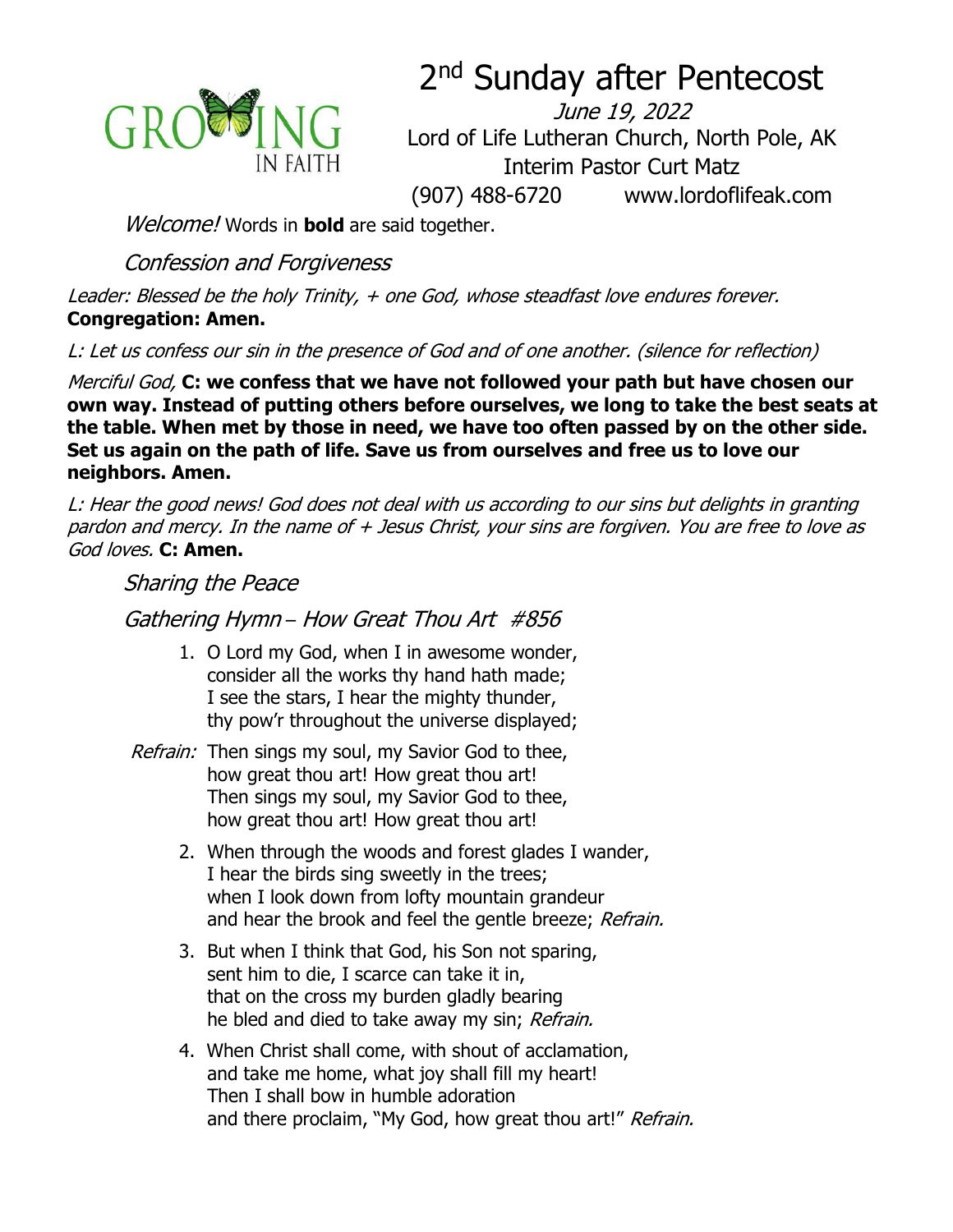# 2nd Sunday after Pentecost

*June 19, 2022*

Lord of Life Lutheran Church, North Pole, AK

Interim Pastor Curt Matz

(907) 488-6720 www.lordoflifeak.com

*Welcome!* Words in **bold** are said together.

## *Confession and Forgiveness*

*Leader: Blessed be the holy Trinity, + one God, whose steadfast love endures forever.*
**Congregation: Amen.**

*L: Let us confess our sin in the presence of God and of one another. (silence for reflection)*

*Merciful God,* **C: we confess that we have not followed your path but have chosen our own way. Instead of putting others before ourselves, we long to take the best seats at the table. When met by those in need, we have too often passed by on the other side. Set us again on the path of life. Save us from ourselves and free us to love our neighbors. Amen.**

*L: Hear the good news! God does not deal with us according to our sins but delights in granting pardon and mercy. In the name of + Jesus Christ, your sins are forgiven. You are free to love as God loves.* **C: Amen.**

## *Sharing the Peace*

## *Gathering Hymn – How Great Thou Art #856*

1. O Lord my God, when I in awesome wonder,
   consider all the works thy hand hath made;
   I see the stars, I hear the mighty thunder,
   thy pow'r throughout the universe displayed;

*Refrain:* Then sings my soul, my Savior God to thee,
how great thou art! How great thou art!
Then sings my soul, my Savior God to thee,
how great thou art! How great thou art!

2. When through the woods and forest glades I wander,
   I hear the birds sing sweetly in the trees;
   when I look down from lofty mountain grandeur
   and hear the brook and feel the gentle breeze; *Refrain.*

3. But when I think that God, his Son not sparing,
   sent him to die, I scarce can take it in,
   that on the cross my burden gladly bearing
   he bled and died to take away my sin; *Refrain.*

4. When Christ shall come, with shout of acclamation,
   and take me home, what joy shall fill my heart!
   Then I shall bow in humble adoration
   and there proclaim, "My God, how great thou art!" *Refrain.*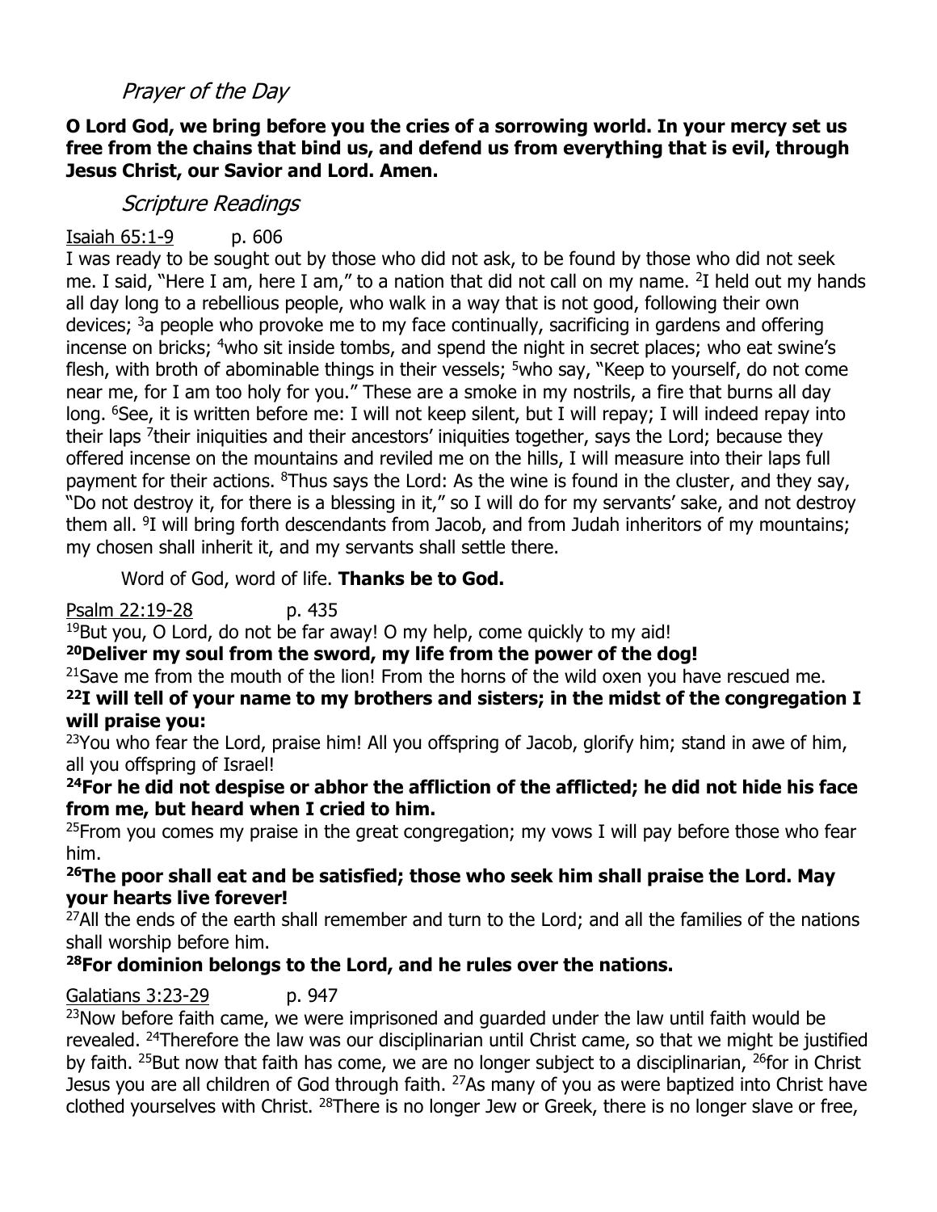## *Prayer of the Day*

**O Lord God, we bring before you the cries of a sorrowing world. In your mercy set us free from the chains that bind us, and defend us from everything that is evil, through Jesus Christ, our Savior and Lord. Amen.**

## *Scripture Readings*

Isaiah 65:1-9 p. 606

I was ready to be sought out by those who did not ask, to be found by those who did not seek me. I said, "Here I am, here I am," to a nation that did not call on my name. [2]I held out my hands all day long to a rebellious people, who walk in a way that is not good, following their own devices; [3]a people who provoke me to my face continually, sacrificing in gardens and offering incense on bricks; [4]who sit inside tombs, and spend the night in secret places; who eat swine's flesh, with broth of abominable things in their vessels; [5]who say, "Keep to yourself, do not come near me, for I am too holy for you." These are a smoke in my nostrils, a fire that burns all day long. [6]See, it is written before me: I will not keep silent, but I will repay; I will indeed repay into their laps [7]their iniquities and their ancestors' iniquities together, says the Lord; because they offered incense on the mountains and reviled me on the hills, I will measure into their laps full payment for their actions. [8]Thus says the Lord: As the wine is found in the cluster, and they say, "Do not destroy it, for there is a blessing in it," so I will do for my servants' sake, and not destroy them all. [9]I will bring forth descendants from Jacob, and from Judah inheritors of my mountains; my chosen shall inherit it, and my servants shall settle there.

Word of God, word of life. **Thanks be to God.**

Psalm 22:19-28 p. 435

[19]But you, O Lord, do not be far away! O my help, come quickly to my aid!

**[20]Deliver my soul from the sword, my life from the power of the dog!**

[21]Save me from the mouth of the lion! From the horns of the wild oxen you have rescued me.

**[22]I will tell of your name to my brothers and sisters; in the midst of the congregation I will praise you:**

[23]You who fear the Lord, praise him! All you offspring of Jacob, glorify him; stand in awe of him, all you offspring of Israel!

**[24]For he did not despise or abhor the affliction of the afflicted; he did not hide his face from me, but heard when I cried to him.**

[25]From you comes my praise in the great congregation; my vows I will pay before those who fear him.

**[26]The poor shall eat and be satisfied; those who seek him shall praise the Lord. May your hearts live forever!**

[27]All the ends of the earth shall remember and turn to the Lord; and all the families of the nations shall worship before him.

**[28]For dominion belongs to the Lord, and he rules over the nations.**

Galatians 3:23-29 p. 947

[23]Now before faith came, we were imprisoned and guarded under the law until faith would be revealed. [24]Therefore the law was our disciplinarian until Christ came, so that we might be justified by faith. [25]But now that faith has come, we are no longer subject to a disciplinarian, [26]for in Christ Jesus you are all children of God through faith. [27]As many of you as were baptized into Christ have clothed yourselves with Christ. [28]There is no longer Jew or Greek, there is no longer slave or free,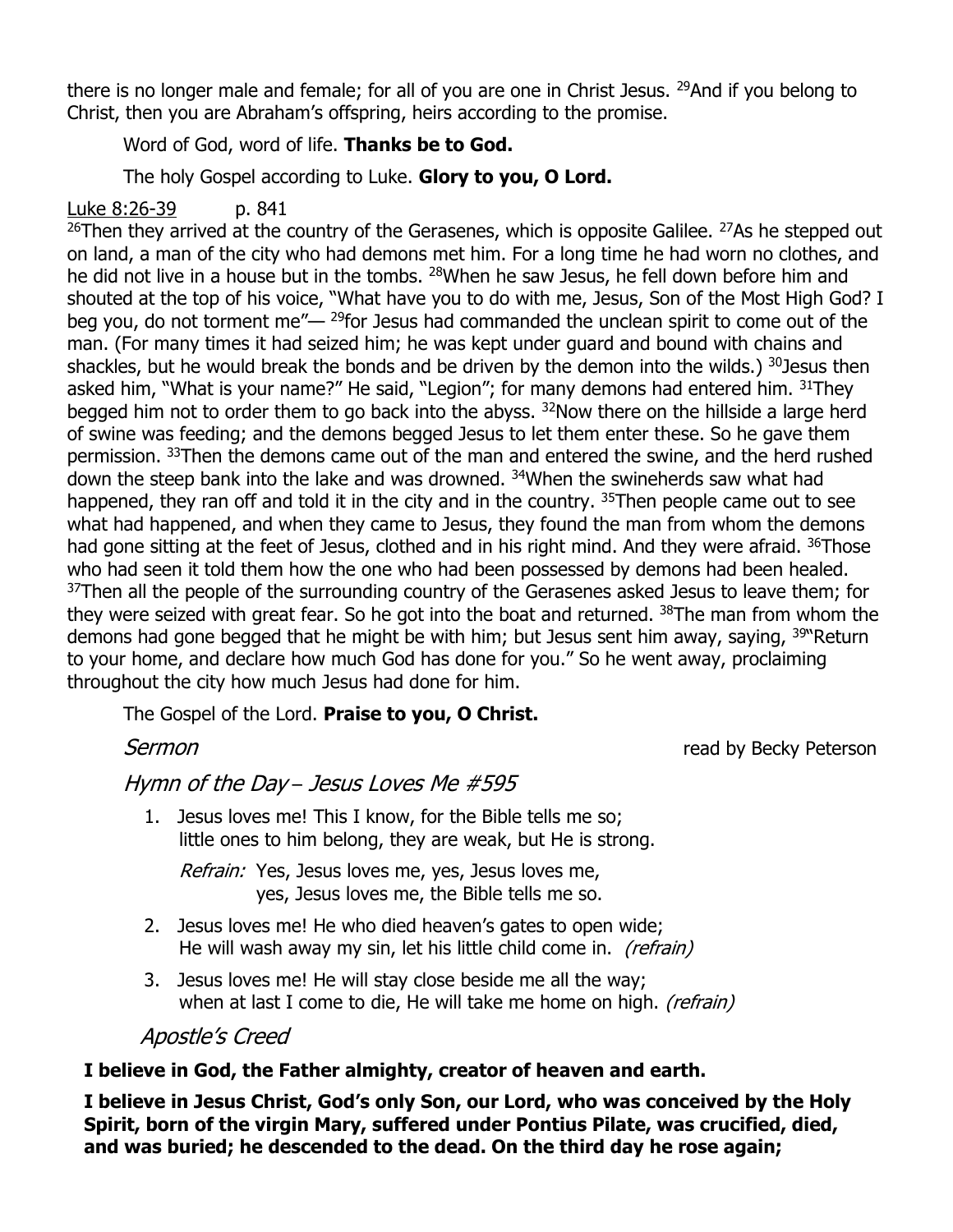there is no longer male and female; for all of you are one in Christ Jesus. [29]And if you belong to Christ, then you are Abraham's offspring, heirs according to the promise.

Word of God, word of life. **Thanks be to God.**

The holy Gospel according to Luke. **Glory to you, O Lord.**

Luke 8:26-39 p. 841

[26]Then they arrived at the country of the Gerasenes, which is opposite Galilee. [27]As he stepped out on land, a man of the city who had demons met him. For a long time he had worn no clothes, and he did not live in a house but in the tombs. [28]When he saw Jesus, he fell down before him and shouted at the top of his voice, "What have you to do with me, Jesus, Son of the Most High God? I beg you, do not torment me"— [29]for Jesus had commanded the unclean spirit to come out of the man. (For many times it had seized him; he was kept under guard and bound with chains and shackles, but he would break the bonds and be driven by the demon into the wilds.) [30]Jesus then asked him, "What is your name?" He said, "Legion"; for many demons had entered him. [31]They begged him not to order them to go back into the abyss. [32]Now there on the hillside a large herd of swine was feeding; and the demons begged Jesus to let them enter these. So he gave them permission. [33]Then the demons came out of the man and entered the swine, and the herd rushed down the steep bank into the lake and was drowned. [34]When the swineherds saw what had happened, they ran off and told it in the city and in the country. [35]Then people came out to see what had happened, and when they came to Jesus, they found the man from whom the demons had gone sitting at the feet of Jesus, clothed and in his right mind. And they were afraid. [36]Those who had seen it told them how the one who had been possessed by demons had been healed. [37]Then all the people of the surrounding country of the Gerasenes asked Jesus to leave them; for they were seized with great fear. So he got into the boat and returned. [38]The man from whom the demons had gone begged that he might be with him; but Jesus sent him away, saying, [39]"Return to your home, and declare how much God has done for you." So he went away, proclaiming throughout the city how much Jesus had done for him.

The Gospel of the Lord. **Praise to you, O Christ.**

*Sermon* read by Becky Peterson

*Hymn of the Day – Jesus Loves Me #595*

1. Jesus loves me! This I know, for the Bible tells me so;
   little ones to him belong, they are weak, but He is strong.

   *Refrain:* Yes, Jesus loves me, yes, Jesus loves me,
   yes, Jesus loves me, the Bible tells me so.

2. Jesus loves me! He who died heaven's gates to open wide;
   He will wash away my sin, let his little child come in. *(refrain)*

3. Jesus loves me! He will stay close beside me all the way;
   when at last I come to die, He will take me home on high. *(refrain)*

*Apostle's Creed*

**I believe in God, the Father almighty, creator of heaven and earth.**

**I believe in Jesus Christ, God's only Son, our Lord, who was conceived by the Holy Spirit, born of the virgin Mary, suffered under Pontius Pilate, was crucified, died, and was buried; he descended to the dead. On the third day he rose again;**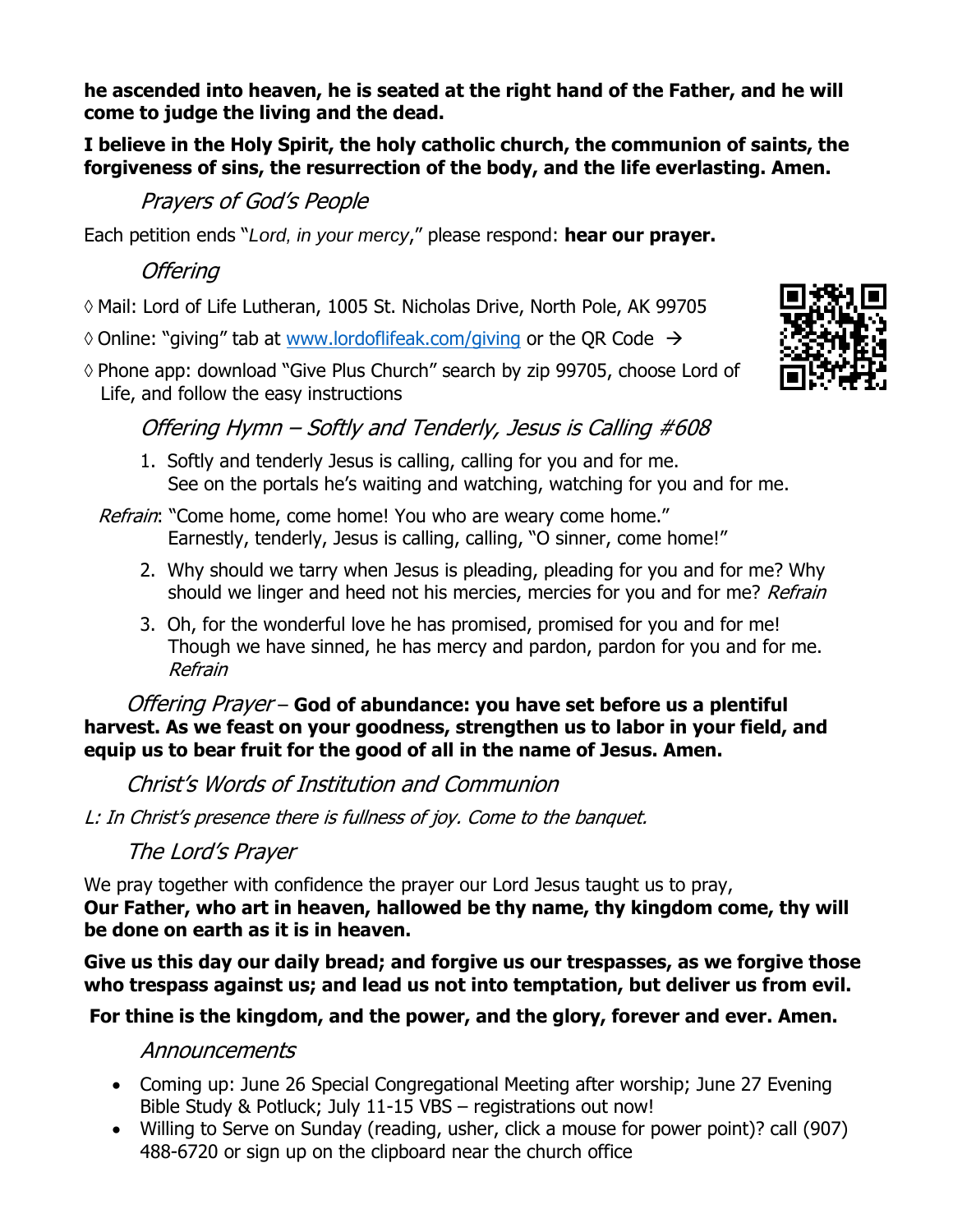**he ascended into heaven, he is seated at the right hand of the Father, and he will come to judge the living and the dead.**

**I believe in the Holy Spirit, the holy catholic church, the communion of saints, the forgiveness of sins, the resurrection of the body, and the life everlasting. Amen.**

### *Prayers of God's People*

Each petition ends "*Lord, in your mercy*," please respond: **hear our prayer.**

### *Offering*

◊ Mail: Lord of Life Lutheran, 1005 St. Nicholas Drive, North Pole, AK 99705

◊ Online: "giving" tab at www.lordoflifeak.com/giving or the QR Code →

◊ Phone app: download "Give Plus Church" search by zip 99705, choose Lord of Life, and follow the easy instructions

### *Offering Hymn – Softly and Tenderly, Jesus is Calling #608*

1. Softly and tenderly Jesus is calling, calling for you and for me.
   See on the portals he's waiting and watching, watching for you and for me.

*Refrain*: "Come home, come home! You who are weary come home."
Earnestly, tenderly, Jesus is calling, calling, "O sinner, come home!"

2. Why should we tarry when Jesus is pleading, pleading for you and for me? Why should we linger and heed not his mercies, mercies for you and for me? *Refrain*
3. Oh, for the wonderful love he has promised, promised for you and for me! Though we have sinned, he has mercy and pardon, pardon for you and for me. *Refrain*

*Offering Prayer* – **God of abundance: you have set before us a plentiful harvest. As we feast on your goodness, strengthen us to labor in your field, and equip us to bear fruit for the good of all in the name of Jesus. Amen.**

### *Christ's Words of Institution and Communion*

*L: In Christ's presence there is fullness of joy. Come to the banquet.*

### *The Lord's Prayer*

We pray together with confidence the prayer our Lord Jesus taught us to pray,
**Our Father, who art in heaven, hallowed be thy name, thy kingdom come, thy will be done on earth as it is in heaven.**

**Give us this day our daily bread; and forgive us our trespasses, as we forgive those who trespass against us; and lead us not into temptation, but deliver us from evil.**

**For thine is the kingdom, and the power, and the glory, forever and ever. Amen.**

### *Announcements*

- Coming up: June 26 Special Congregational Meeting after worship; June 27 Evening Bible Study & Potluck; July 11-15 VBS – registrations out now!
- Willing to Serve on Sunday (reading, usher, click a mouse for power point)? call (907) 488-6720 or sign up on the clipboard near the church office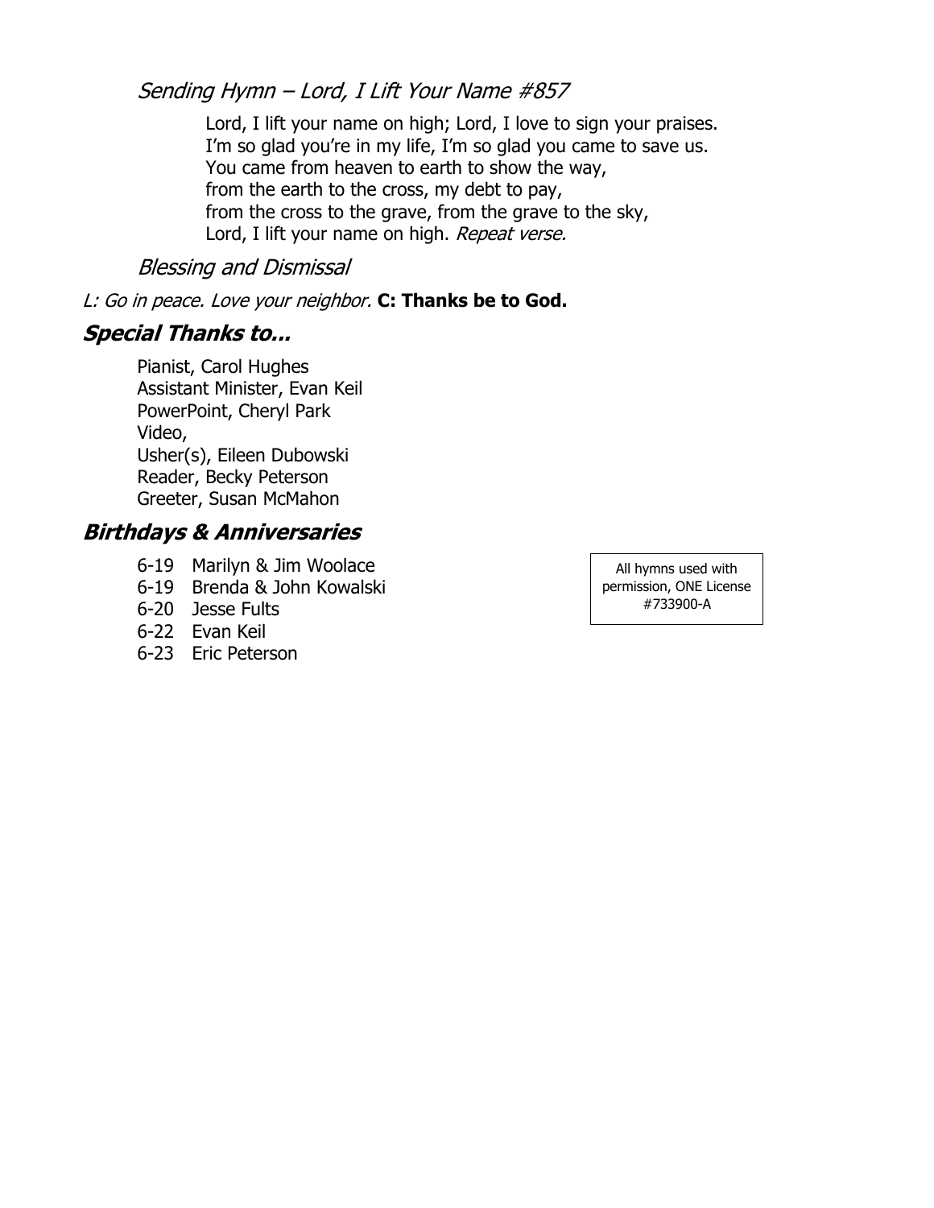*Sending Hymn – Lord, I Lift Your Name #857*

Lord, I lift your name on high; Lord, I love to sign your praises.
I'm so glad you're in my life, I'm so glad you came to save us.
You came from heaven to earth to show the way,
from the earth to the cross, my debt to pay,
from the cross to the grave, from the grave to the sky,
Lord, I lift your name on high. *Repeat verse.*

*Blessing and Dismissal*

*L: Go in peace. Love your neighbor.* **C: Thanks be to God.**

## Special Thanks to...

Pianist, Carol Hughes
Assistant Minister, Evan Keil
PowerPoint, Cheryl Park
Video,
Usher(s), Eileen Dubowski
Reader, Becky Peterson
Greeter, Susan McMahon

## Birthdays & Anniversaries

6-19 Marilyn & Jim Woolace
6-19 Brenda & John Kowalski
6-20 Jesse Fults
6-22 Evan Keil
6-23 Eric Peterson

All hymns used with permission, ONE License #733900-A